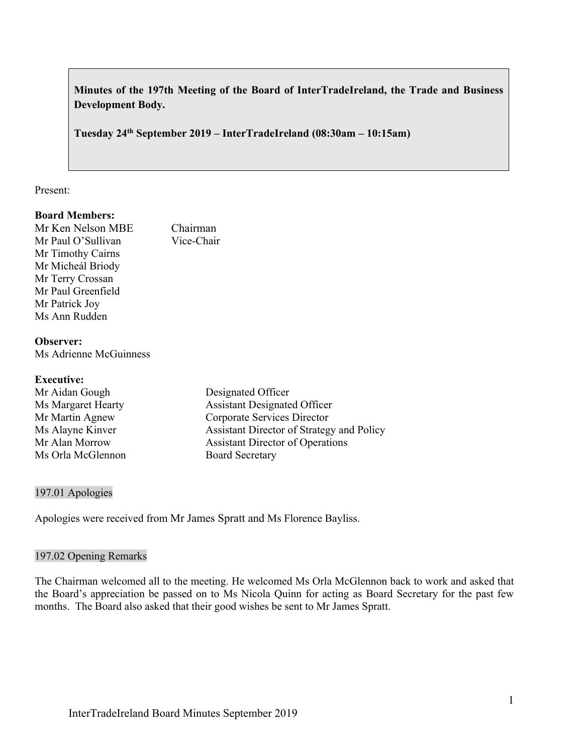**Minutes of the 197th Meeting of the Board of InterTradeIreland, the Trade and Business Development Body.**

**Tuesday 24th September 2019 – InterTradeIreland (08:30am – 10:15am)**

Present:

**Board Members:**

| | |
|---|---|
| Mr Ken Nelson MBE | Chairman |
| Mr Paul O'Sullivan | Vice-Chair |
| Mr Timothy Cairns | |
| Mr Micheál Briody | |
| Mr Terry Crossan | |
| Mr Paul Greenfield | |
| Mr Patrick Joy | |
| Ms Ann Rudden | |

**Observer:**
Ms Adrienne McGuinness

**Executive:**

| | |
|---|---|
| Mr Aidan Gough | Designated Officer |
| Ms Margaret Hearty | Assistant Designated Officer |
| Mr Martin Agnew | Corporate Services Director |
| Ms Alayne Kinver | Assistant Director of Strategy and Policy |
| Mr Alan Morrow | Assistant Director of Operations |
| Ms Orla McGlennon | Board Secretary |

## 197.01 Apologies

Apologies were received from Mr James Spratt and Ms Florence Bayliss.

## 197.02 Opening Remarks

The Chairman welcomed all to the meeting. He welcomed Ms Orla McGlennon back to work and asked that the Board's appreciation be passed on to Ms Nicola Quinn for acting as Board Secretary for the past few months. The Board also asked that their good wishes be sent to Mr James Spratt.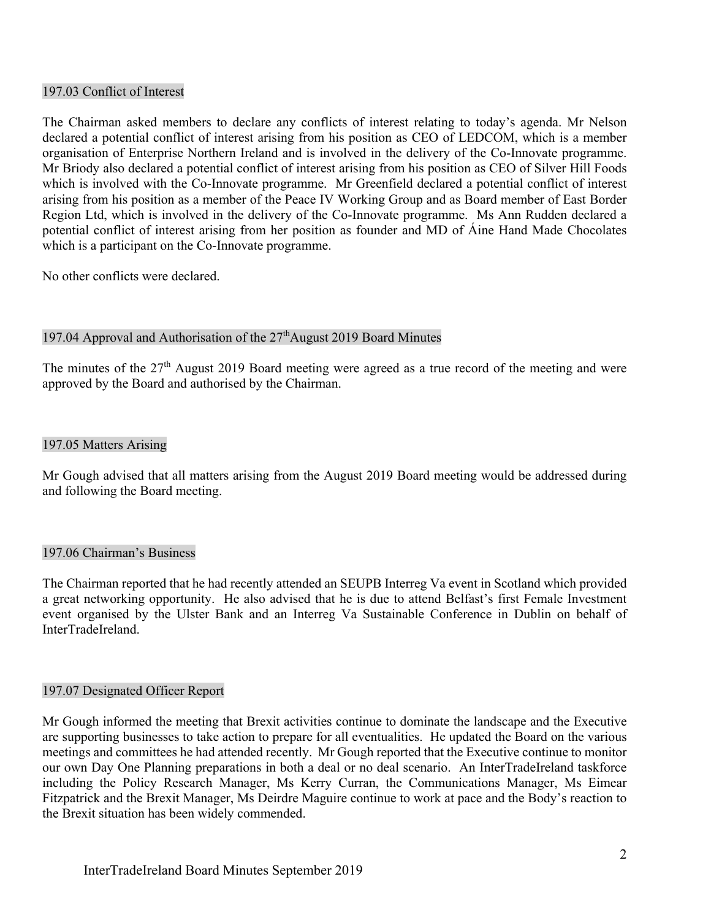## 197.03 Conflict of Interest

The Chairman asked members to declare any conflicts of interest relating to today's agenda. Mr Nelson declared a potential conflict of interest arising from his position as CEO of LEDCOM, which is a member organisation of Enterprise Northern Ireland and is involved in the delivery of the Co-Innovate programme. Mr Briody also declared a potential conflict of interest arising from his position as CEO of Silver Hill Foods which is involved with the Co-Innovate programme. Mr Greenfield declared a potential conflict of interest arising from his position as a member of the Peace IV Working Group and as Board member of East Border Region Ltd, which is involved in the delivery of the Co-Innovate programme. Ms Ann Rudden declared a potential conflict of interest arising from her position as founder and MD of Áine Hand Made Chocolates which is a participant on the Co-Innovate programme.

No other conflicts were declared.

## 197.04 Approval and Authorisation of the 27th August 2019 Board Minutes

The minutes of the 27th August 2019 Board meeting were agreed as a true record of the meeting and were approved by the Board and authorised by the Chairman.

## 197.05 Matters Arising

Mr Gough advised that all matters arising from the August 2019 Board meeting would be addressed during and following the Board meeting.

## 197.06 Chairman's Business

The Chairman reported that he had recently attended an SEUPB Interreg Va event in Scotland which provided a great networking opportunity. He also advised that he is due to attend Belfast's first Female Investment event organised by the Ulster Bank and an Interreg Va Sustainable Conference in Dublin on behalf of InterTradeIreland.

## 197.07 Designated Officer Report

Mr Gough informed the meeting that Brexit activities continue to dominate the landscape and the Executive are supporting businesses to take action to prepare for all eventualities. He updated the Board on the various meetings and committees he had attended recently. Mr Gough reported that the Executive continue to monitor our own Day One Planning preparations in both a deal or no deal scenario. An InterTradeIreland taskforce including the Policy Research Manager, Ms Kerry Curran, the Communications Manager, Ms Eimear Fitzpatrick and the Brexit Manager, Ms Deirdre Maguire continue to work at pace and the Body's reaction to the Brexit situation has been widely commended.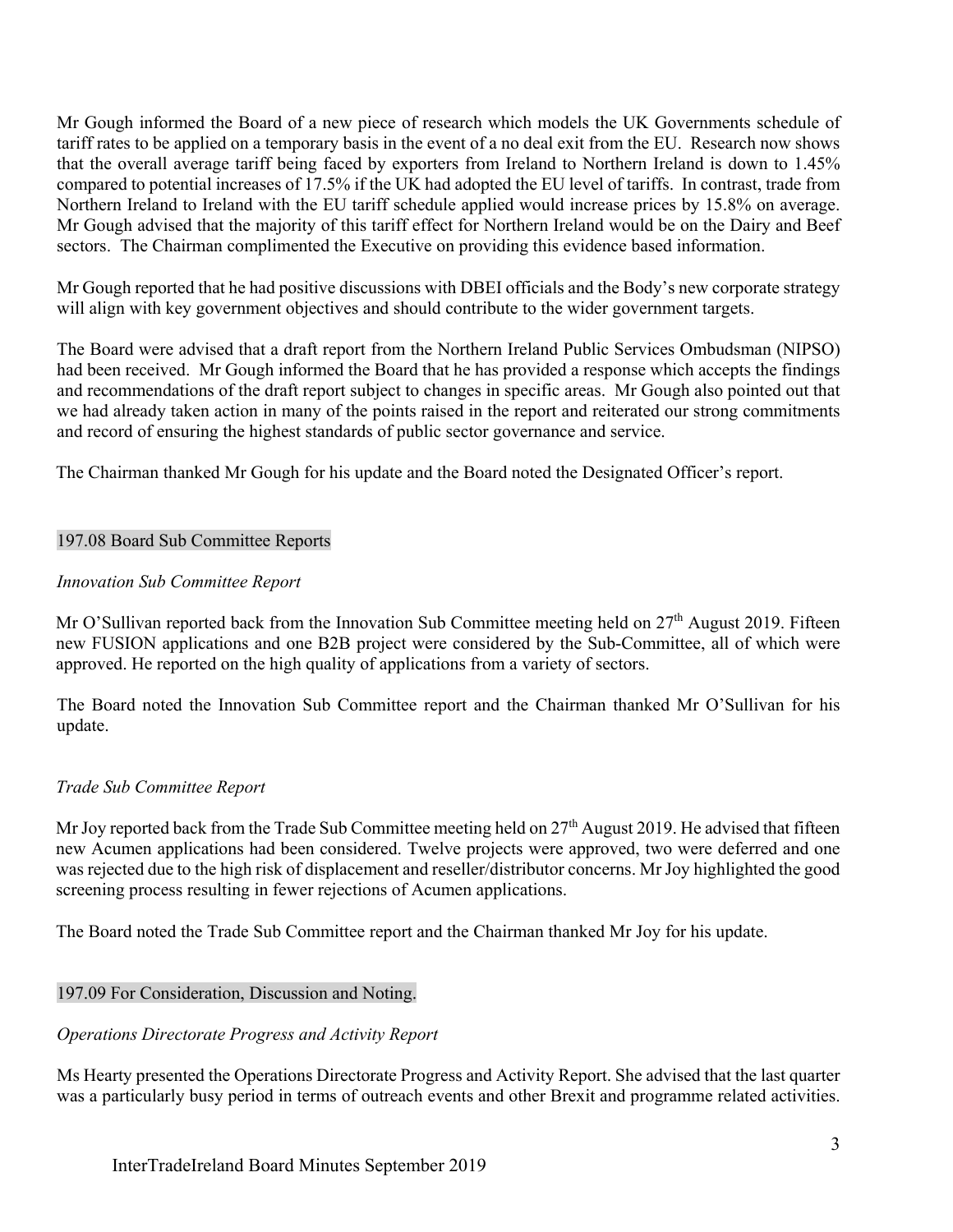Mr Gough informed the Board of a new piece of research which models the UK Governments schedule of tariff rates to be applied on a temporary basis in the event of a no deal exit from the EU. Research now shows that the overall average tariff being faced by exporters from Ireland to Northern Ireland is down to 1.45% compared to potential increases of 17.5% if the UK had adopted the EU level of tariffs. In contrast, trade from Northern Ireland to Ireland with the EU tariff schedule applied would increase prices by 15.8% on average. Mr Gough advised that the majority of this tariff effect for Northern Ireland would be on the Dairy and Beef sectors. The Chairman complimented the Executive on providing this evidence based information.

Mr Gough reported that he had positive discussions with DBEI officials and the Body's new corporate strategy will align with key government objectives and should contribute to the wider government targets.

The Board were advised that a draft report from the Northern Ireland Public Services Ombudsman (NIPSO) had been received. Mr Gough informed the Board that he has provided a response which accepts the findings and recommendations of the draft report subject to changes in specific areas. Mr Gough also pointed out that we had already taken action in many of the points raised in the report and reiterated our strong commitments and record of ensuring the highest standards of public sector governance and service.

The Chairman thanked Mr Gough for his update and the Board noted the Designated Officer's report.

## 197.08 Board Sub Committee Reports

*Innovation Sub Committee Report*

Mr O'Sullivan reported back from the Innovation Sub Committee meeting held on 27th August 2019. Fifteen new FUSION applications and one B2B project were considered by the Sub-Committee, all of which were approved. He reported on the high quality of applications from a variety of sectors.

The Board noted the Innovation Sub Committee report and the Chairman thanked Mr O'Sullivan for his update.

*Trade Sub Committee Report*

Mr Joy reported back from the Trade Sub Committee meeting held on 27th August 2019. He advised that fifteen new Acumen applications had been considered. Twelve projects were approved, two were deferred and one was rejected due to the high risk of displacement and reseller/distributor concerns. Mr Joy highlighted the good screening process resulting in fewer rejections of Acumen applications.

The Board noted the Trade Sub Committee report and the Chairman thanked Mr Joy for his update.

## 197.09 For Consideration, Discussion and Noting.

*Operations Directorate Progress and Activity Report*

Ms Hearty presented the Operations Directorate Progress and Activity Report. She advised that the last quarter was a particularly busy period in terms of outreach events and other Brexit and programme related activities.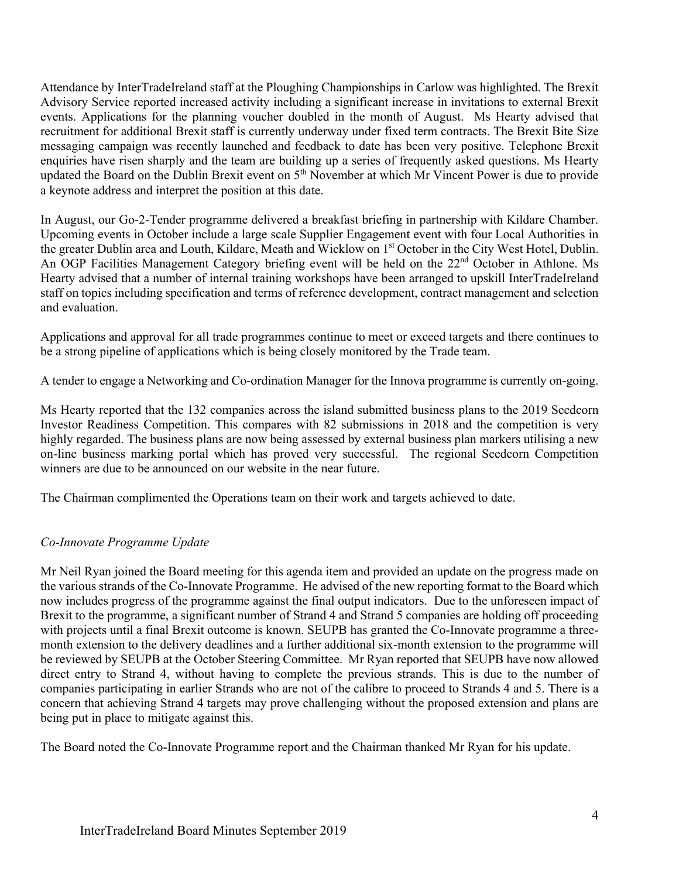Attendance by InterTradeIreland staff at the Ploughing Championships in Carlow was highlighted. The Brexit Advisory Service reported increased activity including a significant increase in invitations to external Brexit events. Applications for the planning voucher doubled in the month of August. Ms Hearty advised that recruitment for additional Brexit staff is currently underway under fixed term contracts. The Brexit Bite Size messaging campaign was recently launched and feedback to date has been very positive. Telephone Brexit enquiries have risen sharply and the team are building up a series of frequently asked questions. Ms Hearty updated the Board on the Dublin Brexit event on 5th November at which Mr Vincent Power is due to provide a keynote address and interpret the position at this date.

In August, our Go-2-Tender programme delivered a breakfast briefing in partnership with Kildare Chamber. Upcoming events in October include a large scale Supplier Engagement event with four Local Authorities in the greater Dublin area and Louth, Kildare, Meath and Wicklow on 1st October in the City West Hotel, Dublin. An OGP Facilities Management Category briefing event will be held on the 22nd October in Athlone. Ms Hearty advised that a number of internal training workshops have been arranged to upskill InterTradeIreland staff on topics including specification and terms of reference development, contract management and selection and evaluation.

Applications and approval for all trade programmes continue to meet or exceed targets and there continues to be a strong pipeline of applications which is being closely monitored by the Trade team.

A tender to engage a Networking and Co-ordination Manager for the Innova programme is currently on-going.

Ms Hearty reported that the 132 companies across the island submitted business plans to the 2019 Seedcorn Investor Readiness Competition. This compares with 82 submissions in 2018 and the competition is very highly regarded. The business plans are now being assessed by external business plan markers utilising a new on-line business marking portal which has proved very successful. The regional Seedcorn Competition winners are due to be announced on our website in the near future.

The Chairman complimented the Operations team on their work and targets achieved to date.

*Co-Innovate Programme Update*

Mr Neil Ryan joined the Board meeting for this agenda item and provided an update on the progress made on the various strands of the Co-Innovate Programme. He advised of the new reporting format to the Board which now includes progress of the programme against the final output indicators. Due to the unforeseen impact of Brexit to the programme, a significant number of Strand 4 and Strand 5 companies are holding off proceeding with projects until a final Brexit outcome is known. SEUPB has granted the Co-Innovate programme a three-month extension to the delivery deadlines and a further additional six-month extension to the programme will be reviewed by SEUPB at the October Steering Committee. Mr Ryan reported that SEUPB have now allowed direct entry to Strand 4, without having to complete the previous strands. This is due to the number of companies participating in earlier Strands who are not of the calibre to proceed to Strands 4 and 5. There is a concern that achieving Strand 4 targets may prove challenging without the proposed extension and plans are being put in place to mitigate against this.

The Board noted the Co-Innovate Programme report and the Chairman thanked Mr Ryan for his update.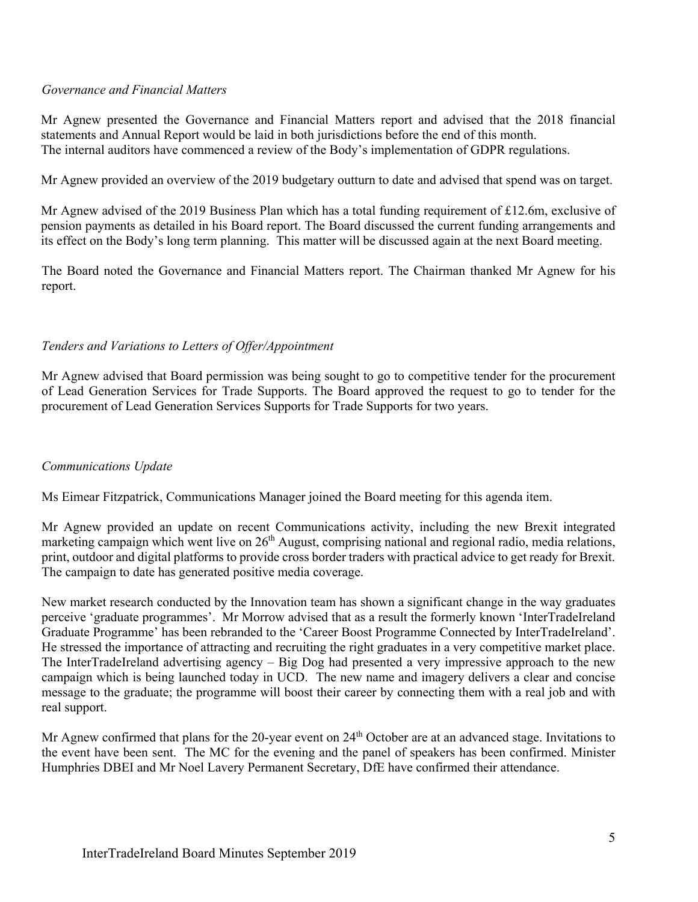*Governance and Financial Matters*

Mr Agnew presented the Governance and Financial Matters report and advised that the 2018 financial statements and Annual Report would be laid in both jurisdictions before the end of this month. The internal auditors have commenced a review of the Body's implementation of GDPR regulations.

Mr Agnew provided an overview of the 2019 budgetary outturn to date and advised that spend was on target.

Mr Agnew advised of the 2019 Business Plan which has a total funding requirement of £12.6m, exclusive of pension payments as detailed in his Board report. The Board discussed the current funding arrangements and its effect on the Body's long term planning. This matter will be discussed again at the next Board meeting.

The Board noted the Governance and Financial Matters report. The Chairman thanked Mr Agnew for his report.

*Tenders and Variations to Letters of Offer/Appointment*

Mr Agnew advised that Board permission was being sought to go to competitive tender for the procurement of Lead Generation Services for Trade Supports. The Board approved the request to go to tender for the procurement of Lead Generation Services Supports for Trade Supports for two years.

*Communications Update*

Ms Eimear Fitzpatrick, Communications Manager joined the Board meeting for this agenda item.

Mr Agnew provided an update on recent Communications activity, including the new Brexit integrated marketing campaign which went live on 26th August, comprising national and regional radio, media relations, print, outdoor and digital platforms to provide cross border traders with practical advice to get ready for Brexit. The campaign to date has generated positive media coverage.

New market research conducted by the Innovation team has shown a significant change in the way graduates perceive 'graduate programmes'. Mr Morrow advised that as a result the formerly known 'InterTradeIreland Graduate Programme' has been rebranded to the 'Career Boost Programme Connected by InterTradeIreland'. He stressed the importance of attracting and recruiting the right graduates in a very competitive market place. The InterTradeIreland advertising agency – Big Dog had presented a very impressive approach to the new campaign which is being launched today in UCD. The new name and imagery delivers a clear and concise message to the graduate; the programme will boost their career by connecting them with a real job and with real support.

Mr Agnew confirmed that plans for the 20-year event on 24th October are at an advanced stage. Invitations to the event have been sent. The MC for the evening and the panel of speakers has been confirmed. Minister Humphries DBEI and Mr Noel Lavery Permanent Secretary, DfE have confirmed their attendance.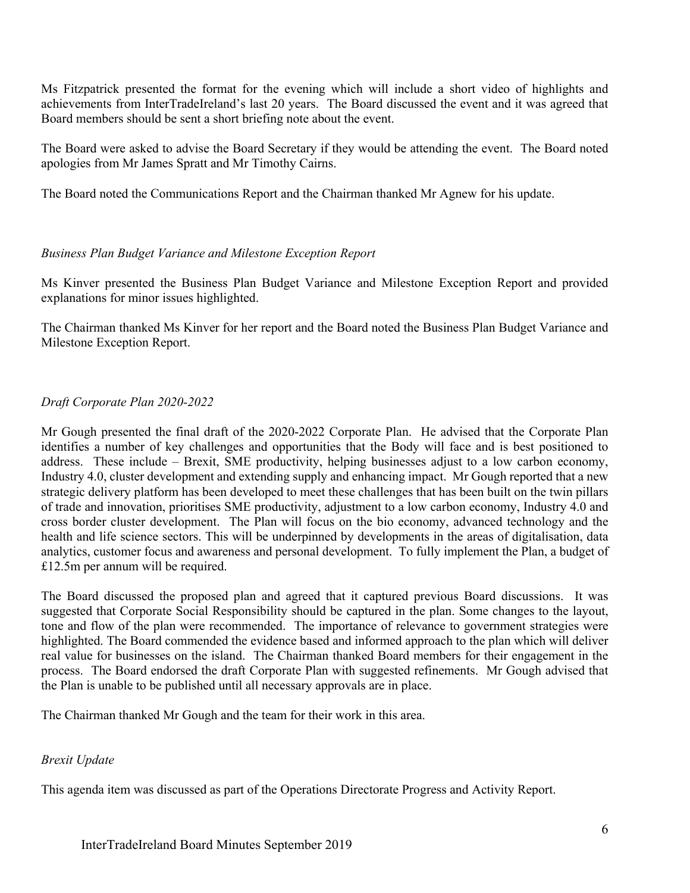Ms Fitzpatrick presented the format for the evening which will include a short video of highlights and achievements from InterTradeIreland's last 20 years. The Board discussed the event and it was agreed that Board members should be sent a short briefing note about the event.

The Board were asked to advise the Board Secretary if they would be attending the event. The Board noted apologies from Mr James Spratt and Mr Timothy Cairns.

The Board noted the Communications Report and the Chairman thanked Mr Agnew for his update.

*Business Plan Budget Variance and Milestone Exception Report*

Ms Kinver presented the Business Plan Budget Variance and Milestone Exception Report and provided explanations for minor issues highlighted.

The Chairman thanked Ms Kinver for her report and the Board noted the Business Plan Budget Variance and Milestone Exception Report.

*Draft Corporate Plan 2020-2022*

Mr Gough presented the final draft of the 2020-2022 Corporate Plan. He advised that the Corporate Plan identifies a number of key challenges and opportunities that the Body will face and is best positioned to address. These include – Brexit, SME productivity, helping businesses adjust to a low carbon economy, Industry 4.0, cluster development and extending supply and enhancing impact. Mr Gough reported that a new strategic delivery platform has been developed to meet these challenges that has been built on the twin pillars of trade and innovation, prioritises SME productivity, adjustment to a low carbon economy, Industry 4.0 and cross border cluster development. The Plan will focus on the bio economy, advanced technology and the health and life science sectors. This will be underpinned by developments in the areas of digitalisation, data analytics, customer focus and awareness and personal development. To fully implement the Plan, a budget of £12.5m per annum will be required.

The Board discussed the proposed plan and agreed that it captured previous Board discussions. It was suggested that Corporate Social Responsibility should be captured in the plan. Some changes to the layout, tone and flow of the plan were recommended. The importance of relevance to government strategies were highlighted. The Board commended the evidence based and informed approach to the plan which will deliver real value for businesses on the island. The Chairman thanked Board members for their engagement in the process. The Board endorsed the draft Corporate Plan with suggested refinements. Mr Gough advised that the Plan is unable to be published until all necessary approvals are in place.

The Chairman thanked Mr Gough and the team for their work in this area.

*Brexit Update*

This agenda item was discussed as part of the Operations Directorate Progress and Activity Report.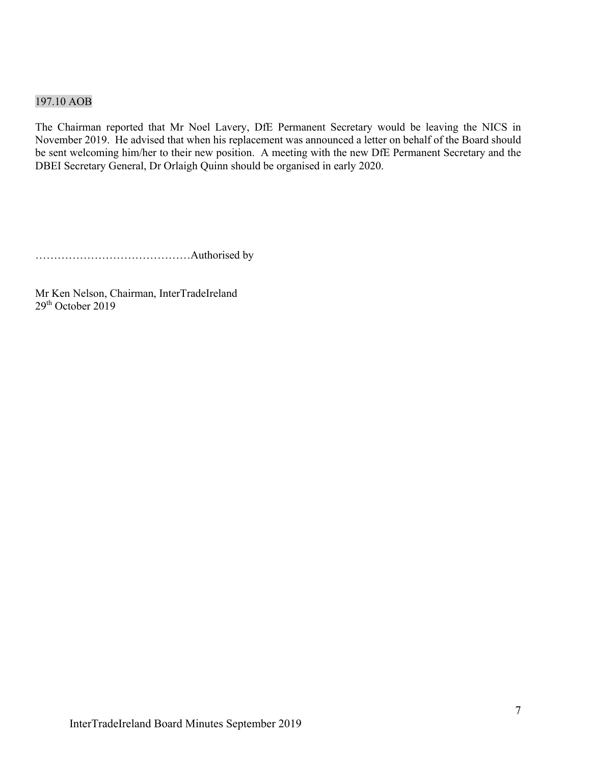### 197.10 AOB

The Chairman reported that Mr Noel Lavery, DfE Permanent Secretary would be leaving the NICS in November 2019. He advised that when his replacement was announced a letter on behalf of the Board should be sent welcoming him/her to their new position. A meeting with the new DfE Permanent Secretary and the DBEI Secretary General, Dr Orlaigh Quinn should be organised in early 2020.

……………………………………Authorised by

Mr Ken Nelson, Chairman, InterTradeIreland
29th October 2019